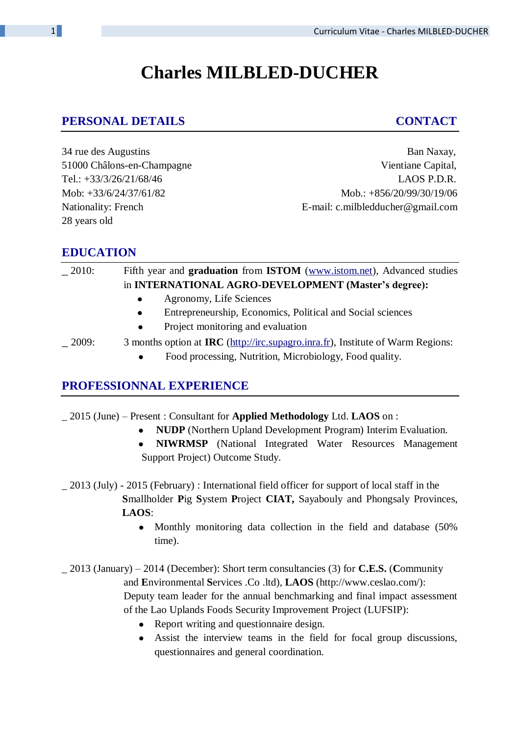# Charles MILBLED-DUCHER

## PERSONAL DETAILS

34 rue des Augustins
51000 Châlons-en-Champagne
Tel.: +33/3/26/21/68/46
Mob: +33/6/24/37/61/82
Nationality: French
28 years old

## CONTACT

Ban Naxay,
Vientiane Capital,
LAOS P.D.R.
Mob.: +856/20/99/30/19/06
E-mail: c.milbledducher@gmail.com

## EDUCATION

_ 2010: Fifth year and **graduation** from **ISTOM** (www.istom.net), Advanced studies in **INTERNATIONAL AGRO-DEVELOPMENT (Master's degree):**

- Agronomy, Life Sciences
- Entrepreneurship, Economics, Political and Social sciences
- Project monitoring and evaluation

_ 2009: 3 months option at **IRC** (http://irc.supagro.inra.fr), Institute of Warm Regions:

- Food processing, Nutrition, Microbiology, Food quality.

## PROFESSIONNAL EXPERIENCE

_ 2015 (June) – Present : Consultant for **Applied Methodology** Ltd. **LAOS** on :

- **NUDP** (Northern Upland Development Program) Interim Evaluation.
- **NIWRMSP** (National Integrated Water Resources Management Support Project) Outcome Study.

_ 2013 (July) - 2015 (February) : International field officer for support of local staff in the **S**mallholder **P**ig **S**ystem **P**roject **CIAT,** Sayabouly and Phongsaly Provinces, **LAOS**:

- Monthly monitoring data collection in the field and database (50% time).

_ 2013 (January) – 2014 (December): Short term consultancies (3) for **C.E.S.** (**C**ommunity and **E**nvironmental **S**ervices .Co .ltd), **LAOS** (http://www.ceslao.com/): Deputy team leader for the annual benchmarking and final impact assessment of the Lao Uplands Foods Security Improvement Project (LUFSIP):

- Report writing and questionnaire design.
- Assist the interview teams in the field for focal group discussions, questionnaires and general coordination.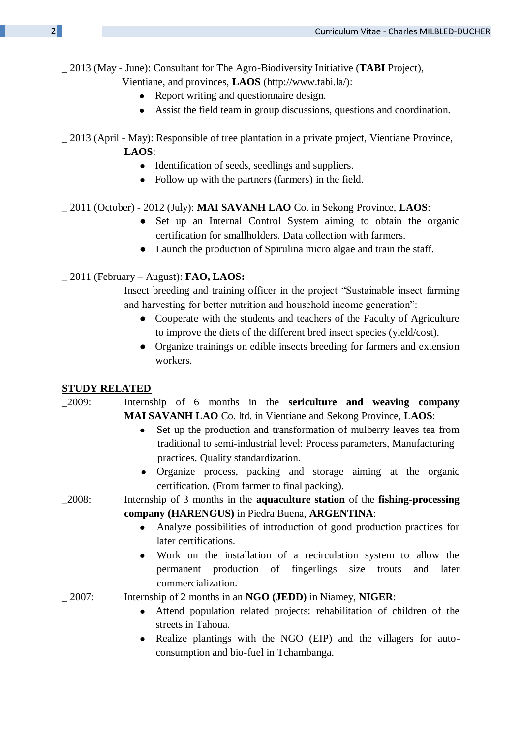_ 2013 (May - June): Consultant for The Agro-Biodiversity Initiative (**TABI** Project), Vientiane, and provinces, **LAOS** (http://www.tabi.la/):

- Report writing and questionnaire design.
- Assist the field team in group discussions, questions and coordination.

_ 2013 (April - May): Responsible of tree plantation in a private project, Vientiane Province, **LAOS**:

- Identification of seeds, seedlings and suppliers.
- Follow up with the partners (farmers) in the field.

_ 2011 (October) - 2012 (July): **MAI SAVANH LAO** Co. in Sekong Province, **LAOS**:

- Set up an Internal Control System aiming to obtain the organic certification for smallholders. Data collection with farmers.
- Launch the production of Spirulina micro algae and train the staff.

_ 2011 (February – August): **FAO, LAOS:**

Insect breeding and training officer in the project "Sustainable insect farming and harvesting for better nutrition and household income generation":

- Cooperate with the students and teachers of the Faculty of Agriculture to improve the diets of the different bred insect species (yield/cost).
- Organize trainings on edible insects breeding for farmers and extension workers.

## STUDY RELATED

_2009: Internship of 6 months in the **sericulture and weaving company MAI SAVANH LAO** Co. ltd. in Vientiane and Sekong Province, **LAOS**:

- Set up the production and transformation of mulberry leaves tea from traditional to semi-industrial level: Process parameters, Manufacturing practices, Quality standardization.
- Organize process, packing and storage aiming at the organic certification. (From farmer to final packing).

_2008: Internship of 3 months in the **aquaculture station** of the **fishing-processing company (HARENGUS)** in Piedra Buena, **ARGENTINA**:

- Analyze possibilities of introduction of good production practices for later certifications.
- Work on the installation of a recirculation system to allow the permanent production of fingerlings size trouts and later commercialization.

_ 2007: Internship of 2 months in an **NGO (JEDD)** in Niamey, **NIGER**:

- Attend population related projects: rehabilitation of children of the streets in Tahoua.
- Realize plantings with the NGO (EIP) and the villagers for auto-consumption and bio-fuel in Tchambanga.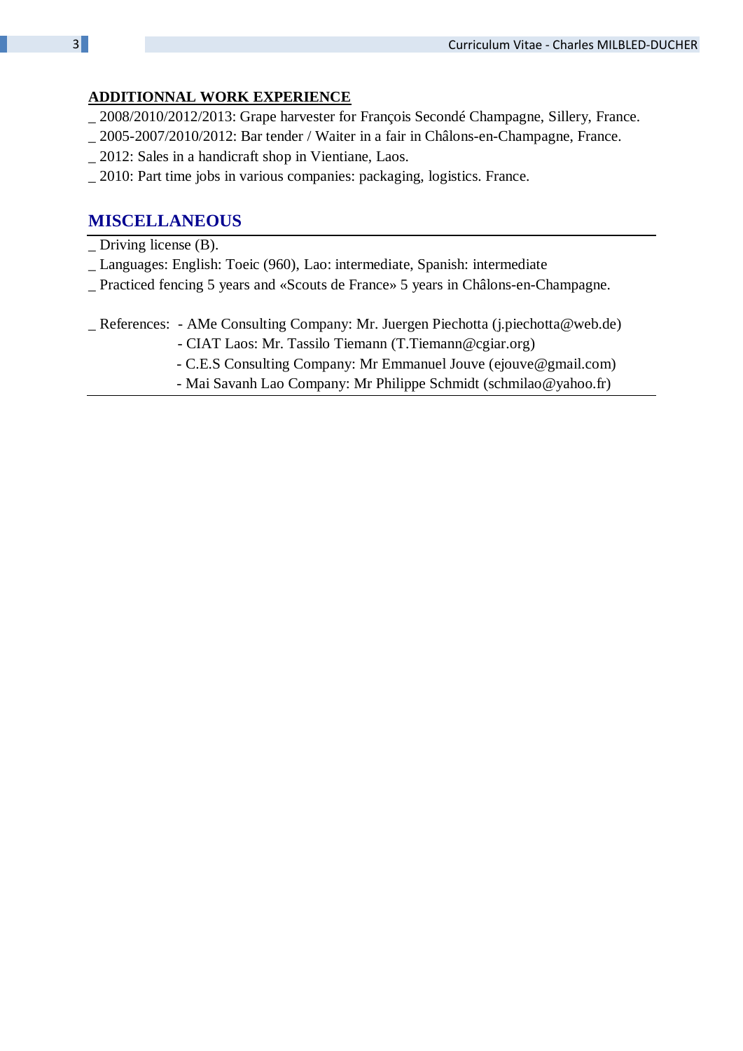## ADDITIONNAL WORK EXPERIENCE

_ 2008/2010/2012/2013: Grape harvester for François Secondé Champagne, Sillery, France.
_ 2005-2007/2010/2012: Bar tender / Waiter in a fair in Châlons-en-Champagne, France.
_ 2012: Sales in a handicraft shop in Vientiane, Laos.
_ 2010: Part time jobs in various companies: packaging, logistics. France.

## MISCELLANEOUS

_ Driving license (B).
_ Languages: English: Toeic (960), Lao: intermediate, Spanish: intermediate
_ Practiced fencing 5 years and «Scouts de France» 5 years in Châlons-en-Champagne.

_ References:
- AMe Consulting Company: Mr. Juergen Piechotta (j.piechotta@web.de)
- CIAT Laos: Mr. Tassilo Tiemann (T.Tiemann@cgiar.org)
- C.E.S Consulting Company: Mr Emmanuel Jouve (ejouve@gmail.com)
- Mai Savanh Lao Company: Mr Philippe Schmidt (schmilao@yahoo.fr)